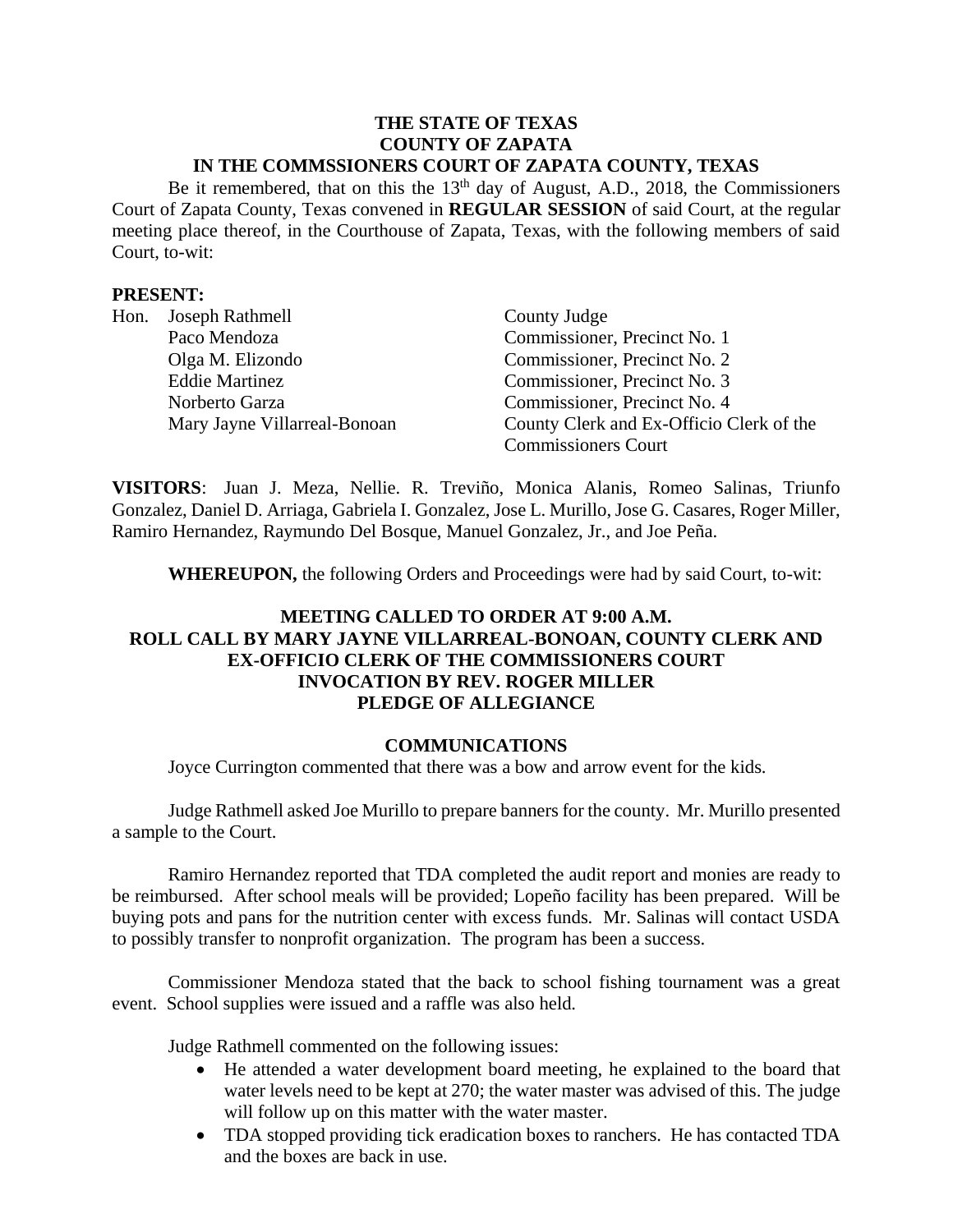**THE STATE OF TEXAS**
**COUNTY OF ZAPATA**
**IN THE COMMSSIONERS COURT OF ZAPATA COUNTY, TEXAS**

Be it remembered, that on this the 13th day of August, A.D., 2018, the Commissioners Court of Zapata County, Texas convened in **REGULAR SESSION** of said Court, at the regular meeting place thereof, in the Courthouse of Zapata, Texas, with the following members of said Court, to-wit:

**PRESENT:**

| | | |
|---|---|---|
| Hon. | Joseph Rathmell | County Judge |
| | Paco Mendoza | Commissioner, Precinct No. 1 |
| | Olga M. Elizondo | Commissioner, Precinct No. 2 |
| | Eddie Martinez | Commissioner, Precinct No. 3 |
| | Norberto Garza | Commissioner, Precinct No. 4 |
| | Mary Jayne Villarreal-Bonoan | County Clerk and Ex-Officio Clerk of the Commissioners Court |

**VISITORS**: Juan J. Meza, Nellie. R. Treviño, Monica Alanis, Romeo Salinas, Triunfo Gonzalez, Daniel D. Arriaga, Gabriela I. Gonzalez, Jose L. Murillo, Jose G. Casares, Roger Miller, Ramiro Hernandez, Raymundo Del Bosque, Manuel Gonzalez, Jr., and Joe Peña.

**WHEREUPON,** the following Orders and Proceedings were had by said Court, to-wit:

**MEETING CALLED TO ORDER AT 9:00 A.M.**
**ROLL CALL BY MARY JAYNE VILLARREAL-BONOAN, COUNTY CLERK AND EX-OFFICIO CLERK OF THE COMMISSIONERS COURT**
**INVOCATION BY REV. ROGER MILLER**
**PLEDGE OF ALLEGIANCE**

**COMMUNICATIONS**

Joyce Currington commented that there was a bow and arrow event for the kids.

Judge Rathmell asked Joe Murillo to prepare banners for the county. Mr. Murillo presented a sample to the Court.

Ramiro Hernandez reported that TDA completed the audit report and monies are ready to be reimbursed. After school meals will be provided; Lopeño facility has been prepared. Will be buying pots and pans for the nutrition center with excess funds. Mr. Salinas will contact USDA to possibly transfer to nonprofit organization. The program has been a success.

Commissioner Mendoza stated that the back to school fishing tournament was a great event. School supplies were issued and a raffle was also held.

Judge Rathmell commented on the following issues:

- He attended a water development board meeting, he explained to the board that water levels need to be kept at 270; the water master was advised of this. The judge will follow up on this matter with the water master.
- TDA stopped providing tick eradication boxes to ranchers. He has contacted TDA and the boxes are back in use.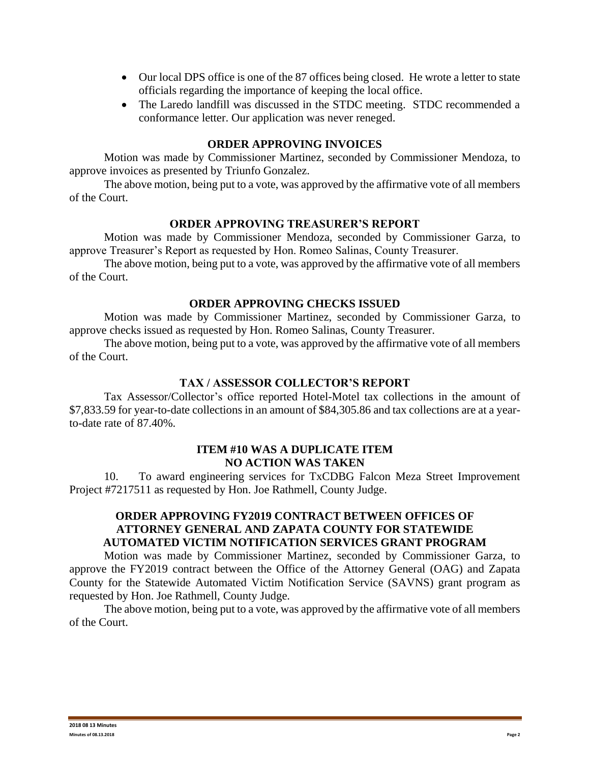- Our local DPS office is one of the 87 offices being closed. He wrote a letter to state officials regarding the importance of keeping the local office.
- The Laredo landfill was discussed in the STDC meeting. STDC recommended a conformance letter. Our application was never reneged.

### ORDER APPROVING INVOICES

Motion was made by Commissioner Martinez, seconded by Commissioner Mendoza, to approve invoices as presented by Triunfo Gonzalez.

The above motion, being put to a vote, was approved by the affirmative vote of all members of the Court.

### ORDER APPROVING TREASURER'S REPORT

Motion was made by Commissioner Mendoza, seconded by Commissioner Garza, to approve Treasurer's Report as requested by Hon. Romeo Salinas, County Treasurer.

The above motion, being put to a vote, was approved by the affirmative vote of all members of the Court.

### ORDER APPROVING CHECKS ISSUED

Motion was made by Commissioner Martinez, seconded by Commissioner Garza, to approve checks issued as requested by Hon. Romeo Salinas, County Treasurer.

The above motion, being put to a vote, was approved by the affirmative vote of all members of the Court.

### TAX / ASSESSOR COLLECTOR'S REPORT

Tax Assessor/Collector's office reported Hotel-Motel tax collections in the amount of $7,833.59 for year-to-date collections in an amount of $84,305.86 and tax collections are at a year-to-date rate of 87.40%.

### ITEM #10 WAS A DUPLICATE ITEM
### NO ACTION WAS TAKEN

10. To award engineering services for TxCDBG Falcon Meza Street Improvement Project #7217511 as requested by Hon. Joe Rathmell, County Judge.

### ORDER APPROVING FY2019 CONTRACT BETWEEN OFFICES OF ATTORNEY GENERAL AND ZAPATA COUNTY FOR STATEWIDE AUTOMATED VICTIM NOTIFICATION SERVICES GRANT PROGRAM

Motion was made by Commissioner Martinez, seconded by Commissioner Garza, to approve the FY2019 contract between the Office of the Attorney General (OAG) and Zapata County for the Statewide Automated Victim Notification Service (SAVNS) grant program as requested by Hon. Joe Rathmell, County Judge.

The above motion, being put to a vote, was approved by the affirmative vote of all members of the Court.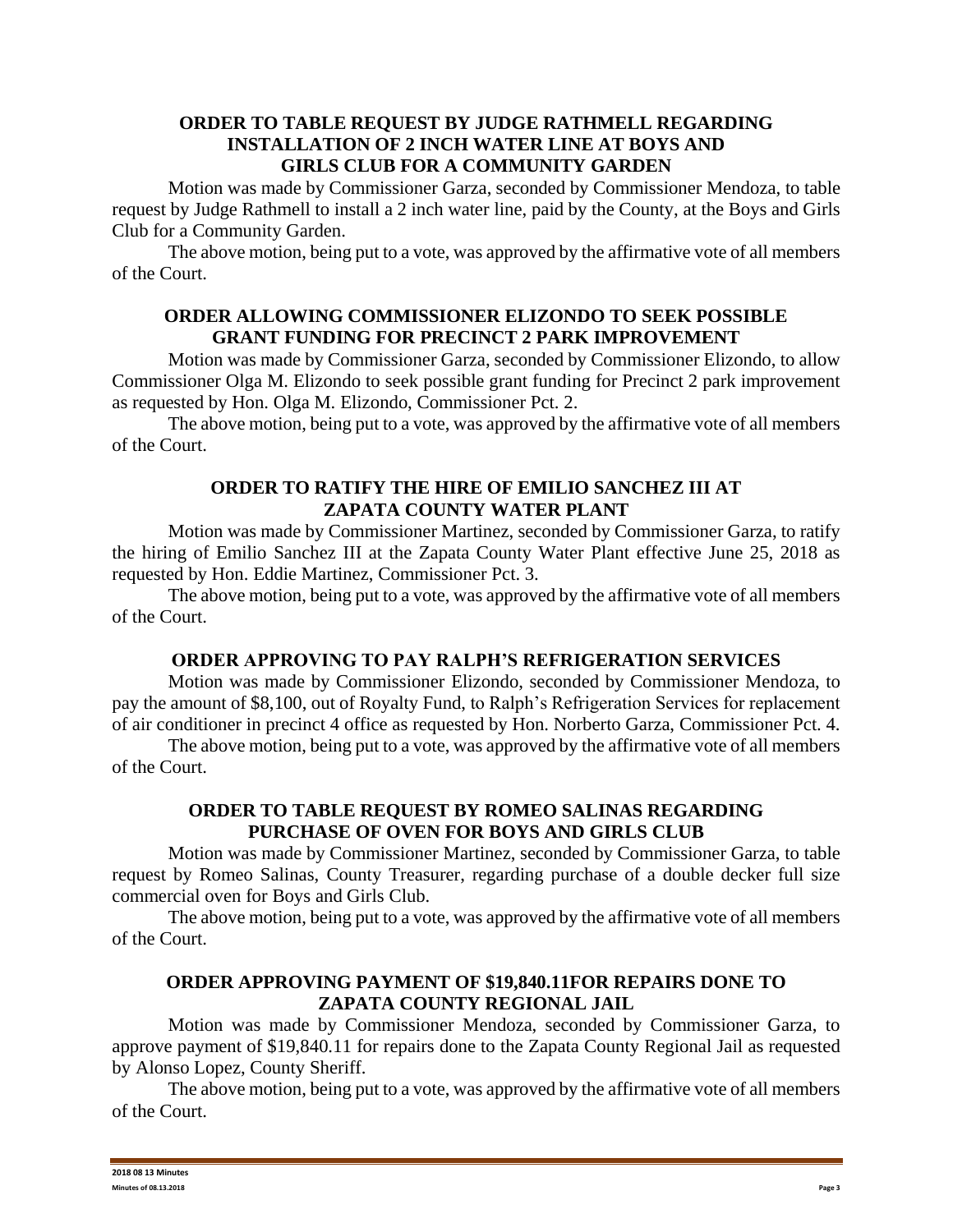### ORDER TO TABLE REQUEST BY JUDGE RATHMELL REGARDING INSTALLATION OF 2 INCH WATER LINE AT BOYS AND GIRLS CLUB FOR A COMMUNITY GARDEN

Motion was made by Commissioner Garza, seconded by Commissioner Mendoza, to table request by Judge Rathmell to install a 2 inch water line, paid by the County, at the Boys and Girls Club for a Community Garden.

The above motion, being put to a vote, was approved by the affirmative vote of all members of the Court.

### ORDER ALLOWING COMMISSIONER ELIZONDO TO SEEK POSSIBLE GRANT FUNDING FOR PRECINCT 2 PARK IMPROVEMENT

Motion was made by Commissioner Garza, seconded by Commissioner Elizondo, to allow Commissioner Olga M. Elizondo to seek possible grant funding for Precinct 2 park improvement as requested by Hon. Olga M. Elizondo, Commissioner Pct. 2.

The above motion, being put to a vote, was approved by the affirmative vote of all members of the Court.

### ORDER TO RATIFY THE HIRE OF EMILIO SANCHEZ III AT ZAPATA COUNTY WATER PLANT

Motion was made by Commissioner Martinez, seconded by Commissioner Garza, to ratify the hiring of Emilio Sanchez III at the Zapata County Water Plant effective June 25, 2018 as requested by Hon. Eddie Martinez, Commissioner Pct. 3.

The above motion, being put to a vote, was approved by the affirmative vote of all members of the Court.

### ORDER APPROVING TO PAY RALPH'S REFRIGERATION SERVICES

Motion was made by Commissioner Elizondo, seconded by Commissioner Mendoza, to pay the amount of $8,100, out of Royalty Fund, to Ralph's Refrigeration Services for replacement of air conditioner in precinct 4 office as requested by Hon. Norberto Garza, Commissioner Pct. 4.

The above motion, being put to a vote, was approved by the affirmative vote of all members of the Court.

### ORDER TO TABLE REQUEST BY ROMEO SALINAS REGARDING PURCHASE OF OVEN FOR BOYS AND GIRLS CLUB

Motion was made by Commissioner Martinez, seconded by Commissioner Garza, to table request by Romeo Salinas, County Treasurer, regarding purchase of a double decker full size commercial oven for Boys and Girls Club.

The above motion, being put to a vote, was approved by the affirmative vote of all members of the Court.

### ORDER APPROVING PAYMENT OF $19,840.11FOR REPAIRS DONE TO ZAPATA COUNTY REGIONAL JAIL

Motion was made by Commissioner Mendoza, seconded by Commissioner Garza, to approve payment of $19,840.11 for repairs done to the Zapata County Regional Jail as requested by Alonso Lopez, County Sheriff.

The above motion, being put to a vote, was approved by the affirmative vote of all members of the Court.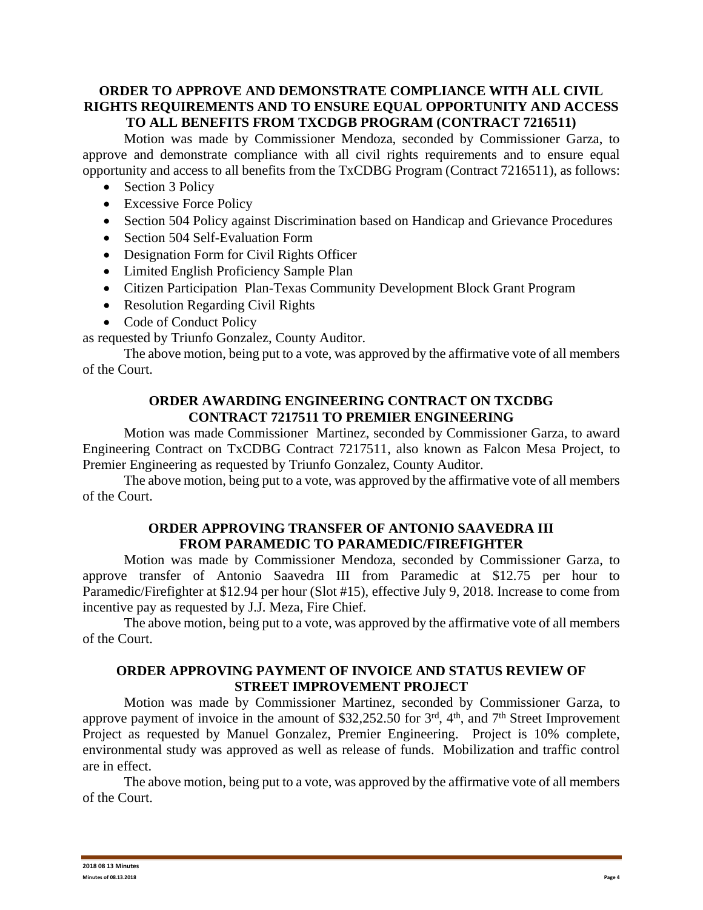**ORDER TO APPROVE AND DEMONSTRATE COMPLIANCE WITH ALL CIVIL RIGHTS REQUIREMENTS AND TO ENSURE EQUAL OPPORTUNITY AND ACCESS TO ALL BENEFITS FROM TXCDGB PROGRAM (CONTRACT 7216511)**

Motion was made by Commissioner Mendoza, seconded by Commissioner Garza, to approve and demonstrate compliance with all civil rights requirements and to ensure equal opportunity and access to all benefits from the TxCDBG Program (Contract 7216511), as follows:

- Section 3 Policy
- Excessive Force Policy
- Section 504 Policy against Discrimination based on Handicap and Grievance Procedures
- Section 504 Self-Evaluation Form
- Designation Form for Civil Rights Officer
- Limited English Proficiency Sample Plan
- Citizen Participation Plan-Texas Community Development Block Grant Program
- Resolution Regarding Civil Rights
- Code of Conduct Policy

as requested by Triunfo Gonzalez, County Auditor.

The above motion, being put to a vote, was approved by the affirmative vote of all members of the Court.

**ORDER AWARDING ENGINEERING CONTRACT ON TXCDBG CONTRACT 7217511 TO PREMIER ENGINEERING**

Motion was made Commissioner Martinez, seconded by Commissioner Garza, to award Engineering Contract on TxCDBG Contract 7217511, also known as Falcon Mesa Project, to Premier Engineering as requested by Triunfo Gonzalez, County Auditor.

The above motion, being put to a vote, was approved by the affirmative vote of all members of the Court.

**ORDER APPROVING TRANSFER OF ANTONIO SAAVEDRA III FROM PARAMEDIC TO PARAMEDIC/FIREFIGHTER**

Motion was made by Commissioner Mendoza, seconded by Commissioner Garza, to approve transfer of Antonio Saavedra III from Paramedic at $12.75 per hour to Paramedic/Firefighter at $12.94 per hour (Slot #15), effective July 9, 2018. Increase to come from incentive pay as requested by J.J. Meza, Fire Chief.

The above motion, being put to a vote, was approved by the affirmative vote of all members of the Court.

**ORDER APPROVING PAYMENT OF INVOICE AND STATUS REVIEW OF STREET IMPROVEMENT PROJECT**

Motion was made by Commissioner Martinez, seconded by Commissioner Garza, to approve payment of invoice in the amount of $32,252.50 for 3rd, 4th, and 7th Street Improvement Project as requested by Manuel Gonzalez, Premier Engineering. Project is 10% complete, environmental study was approved as well as release of funds. Mobilization and traffic control are in effect.

The above motion, being put to a vote, was approved by the affirmative vote of all members of the Court.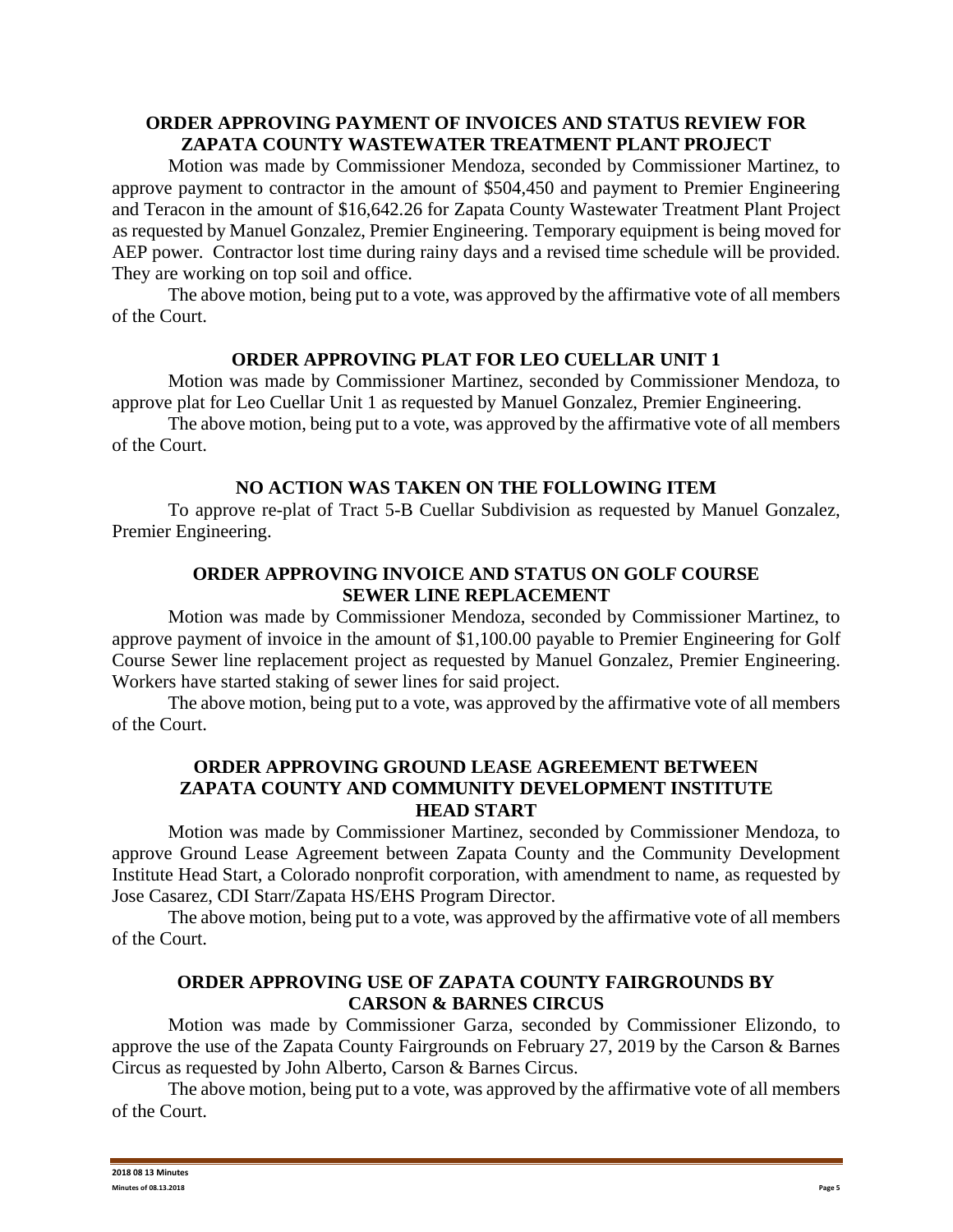**ORDER APPROVING PAYMENT OF INVOICES AND STATUS REVIEW FOR ZAPATA COUNTY WASTEWATER TREATMENT PLANT PROJECT**

Motion was made by Commissioner Mendoza, seconded by Commissioner Martinez, to approve payment to contractor in the amount of $504,450 and payment to Premier Engineering and Teracon in the amount of $16,642.26 for Zapata County Wastewater Treatment Plant Project as requested by Manuel Gonzalez, Premier Engineering. Temporary equipment is being moved for AEP power. Contractor lost time during rainy days and a revised time schedule will be provided. They are working on top soil and office.

The above motion, being put to a vote, was approved by the affirmative vote of all members of the Court.

**ORDER APPROVING PLAT FOR LEO CUELLAR UNIT 1**

Motion was made by Commissioner Martinez, seconded by Commissioner Mendoza, to approve plat for Leo Cuellar Unit 1 as requested by Manuel Gonzalez, Premier Engineering.

The above motion, being put to a vote, was approved by the affirmative vote of all members of the Court.

**NO ACTION WAS TAKEN ON THE FOLLOWING ITEM**

To approve re-plat of Tract 5-B Cuellar Subdivision as requested by Manuel Gonzalez, Premier Engineering.

**ORDER APPROVING INVOICE AND STATUS ON GOLF COURSE SEWER LINE REPLACEMENT**

Motion was made by Commissioner Mendoza, seconded by Commissioner Martinez, to approve payment of invoice in the amount of $1,100.00 payable to Premier Engineering for Golf Course Sewer line replacement project as requested by Manuel Gonzalez, Premier Engineering. Workers have started staking of sewer lines for said project.

The above motion, being put to a vote, was approved by the affirmative vote of all members of the Court.

**ORDER APPROVING GROUND LEASE AGREEMENT BETWEEN ZAPATA COUNTY AND COMMUNITY DEVELOPMENT INSTITUTE HEAD START**

Motion was made by Commissioner Martinez, seconded by Commissioner Mendoza, to approve Ground Lease Agreement between Zapata County and the Community Development Institute Head Start, a Colorado nonprofit corporation, with amendment to name, as requested by Jose Casarez, CDI Starr/Zapata HS/EHS Program Director.

The above motion, being put to a vote, was approved by the affirmative vote of all members of the Court.

**ORDER APPROVING USE OF ZAPATA COUNTY FAIRGROUNDS BY CARSON & BARNES CIRCUS**

Motion was made by Commissioner Garza, seconded by Commissioner Elizondo, to approve the use of the Zapata County Fairgrounds on February 27, 2019 by the Carson & Barnes Circus as requested by John Alberto, Carson & Barnes Circus.

The above motion, being put to a vote, was approved by the affirmative vote of all members of the Court.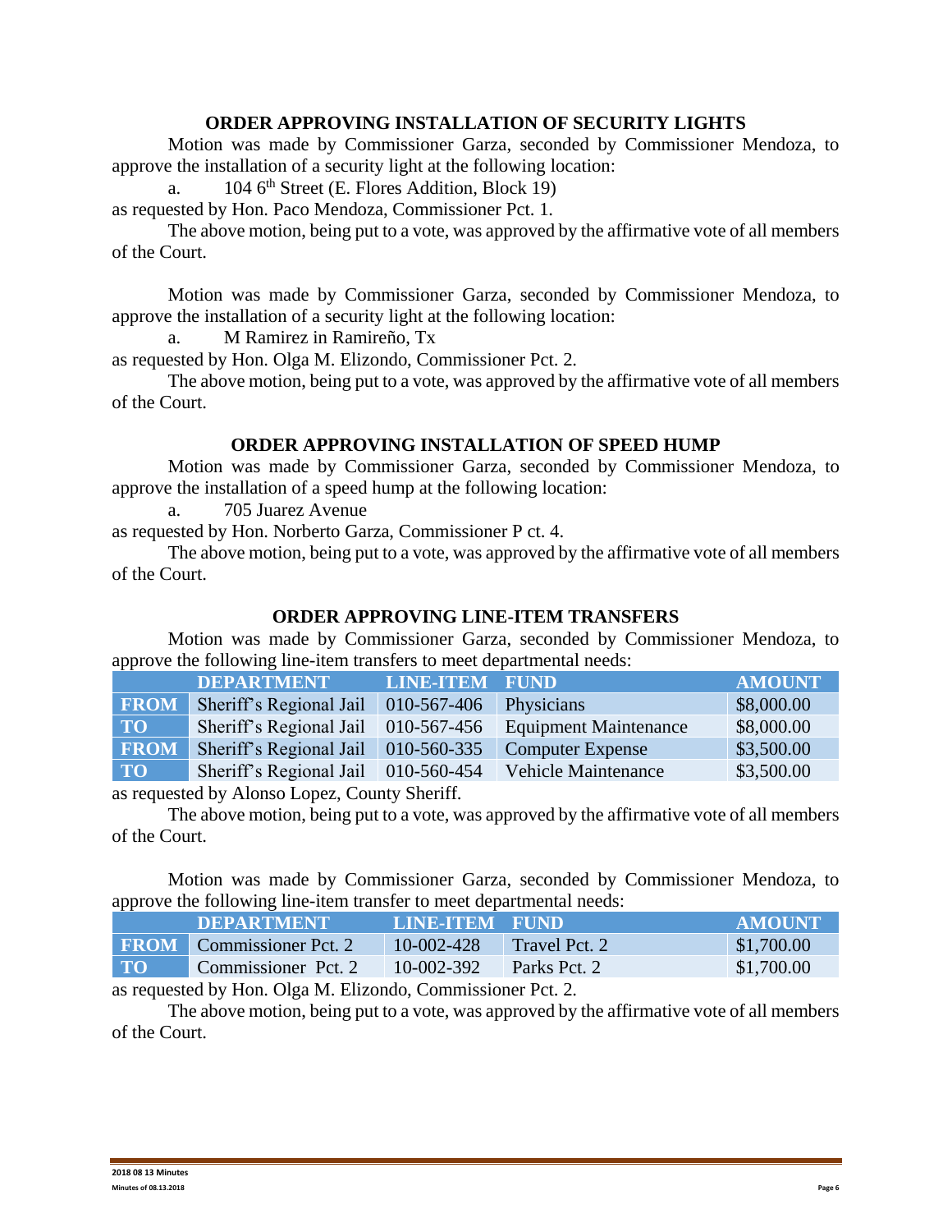### ORDER APPROVING INSTALLATION OF SECURITY LIGHTS

Motion was made by Commissioner Garza, seconded by Commissioner Mendoza, to approve the installation of a security light at the following location:

a. 104 6th Street (E. Flores Addition, Block 19)

as requested by Hon. Paco Mendoza, Commissioner Pct. 1.

The above motion, being put to a vote, was approved by the affirmative vote of all members of the Court.

Motion was made by Commissioner Garza, seconded by Commissioner Mendoza, to approve the installation of a security light at the following location:

a. M Ramirez in Ramireño, Tx

as requested by Hon. Olga M. Elizondo, Commissioner Pct. 2.

The above motion, being put to a vote, was approved by the affirmative vote of all members of the Court.

### ORDER APPROVING INSTALLATION OF SPEED HUMP

Motion was made by Commissioner Garza, seconded by Commissioner Mendoza, to approve the installation of a speed hump at the following location:

a. 705 Juarez Avenue

as requested by Hon. Norberto Garza, Commissioner P ct. 4.

The above motion, being put to a vote, was approved by the affirmative vote of all members of the Court.

### ORDER APPROVING LINE-ITEM TRANSFERS

Motion was made by Commissioner Garza, seconded by Commissioner Mendoza, to approve the following line-item transfers to meet departmental needs:

| | DEPARTMENT | LINE-ITEM | FUND | AMOUNT |
|---|---|---|---|---|
| FROM | Sheriff's Regional Jail | 010-567-406 | Physicians | $8,000.00 |
| TO | Sheriff's Regional Jail | 010-567-456 | Equipment Maintenance | $8,000.00 |
| FROM | Sheriff's Regional Jail | 010-560-335 | Computer Expense | $3,500.00 |
| TO | Sheriff's Regional Jail | 010-560-454 | Vehicle Maintenance | $3,500.00 |

as requested by Alonso Lopez, County Sheriff.

The above motion, being put to a vote, was approved by the affirmative vote of all members of the Court.

Motion was made by Commissioner Garza, seconded by Commissioner Mendoza, to approve the following line-item transfer to meet departmental needs:

| | DEPARTMENT | LINE-ITEM | FUND | AMOUNT |
|---|---|---|---|---|
| FROM | Commissioner Pct. 2 | 10-002-428 | Travel Pct. 2 | $1,700.00 |
| TO | Commissioner Pct. 2 | 10-002-392 | Parks Pct. 2 | $1,700.00 |

as requested by Hon. Olga M. Elizondo, Commissioner Pct. 2.

The above motion, being put to a vote, was approved by the affirmative vote of all members of the Court.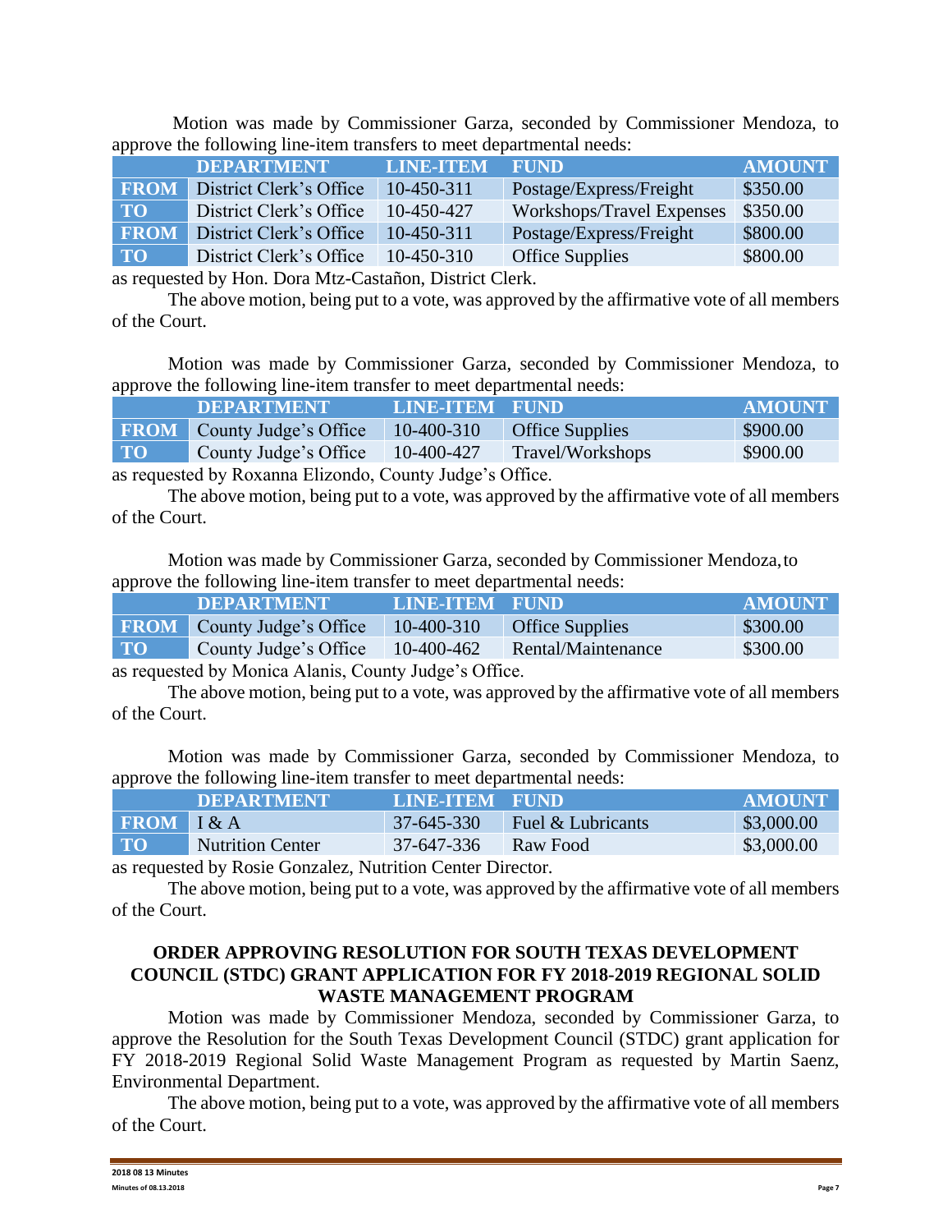Motion was made by Commissioner Garza, seconded by Commissioner Mendoza, to approve the following line-item transfers to meet departmental needs:

| | DEPARTMENT | LINE-ITEM | FUND | AMOUNT |
|---|---|---|---|---|
| FROM | District Clerk's Office | 10-450-311 | Postage/Express/Freight | $350.00 |
| TO | District Clerk's Office | 10-450-427 | Workshops/Travel Expenses | $350.00 |
| FROM | District Clerk's Office | 10-450-311 | Postage/Express/Freight | $800.00 |
| TO | District Clerk's Office | 10-450-310 | Office Supplies | $800.00 |

as requested by Hon. Dora Mtz-Castañon, District Clerk.

The above motion, being put to a vote, was approved by the affirmative vote of all members of the Court.

Motion was made by Commissioner Garza, seconded by Commissioner Mendoza, to approve the following line-item transfer to meet departmental needs:

| | DEPARTMENT | LINE-ITEM | FUND | AMOUNT |
|---|---|---|---|---|
| FROM | County Judge's Office | 10-400-310 | Office Supplies | $900.00 |
| TO | County Judge's Office | 10-400-427 | Travel/Workshops | $900.00 |

as requested by Roxanna Elizondo, County Judge's Office.

The above motion, being put to a vote, was approved by the affirmative vote of all members of the Court.

Motion was made by Commissioner Garza, seconded by Commissioner Mendoza, to approve the following line-item transfer to meet departmental needs:

| | DEPARTMENT | LINE-ITEM | FUND | AMOUNT |
|---|---|---|---|---|
| FROM | County Judge's Office | 10-400-310 | Office Supplies | $300.00 |
| TO | County Judge's Office | 10-400-462 | Rental/Maintenance | $300.00 |

as requested by Monica Alanis, County Judge's Office.

The above motion, being put to a vote, was approved by the affirmative vote of all members of the Court.

Motion was made by Commissioner Garza, seconded by Commissioner Mendoza, to approve the following line-item transfer to meet departmental needs:

| | DEPARTMENT | LINE-ITEM | FUND | AMOUNT |
|---|---|---|---|---|
| FROM | I & A | 37-645-330 | Fuel & Lubricants | $3,000.00 |
| TO | Nutrition Center | 37-647-336 | Raw Food | $3,000.00 |

as requested by Rosie Gonzalez, Nutrition Center Director.

The above motion, being put to a vote, was approved by the affirmative vote of all members of the Court.

## ORDER APPROVING RESOLUTION FOR SOUTH TEXAS DEVELOPMENT COUNCIL (STDC) GRANT APPLICATION FOR FY 2018-2019 REGIONAL SOLID WASTE MANAGEMENT PROGRAM

Motion was made by Commissioner Mendoza, seconded by Commissioner Garza, to approve the Resolution for the South Texas Development Council (STDC) grant application for FY 2018-2019 Regional Solid Waste Management Program as requested by Martin Saenz, Environmental Department.

The above motion, being put to a vote, was approved by the affirmative vote of all members of the Court.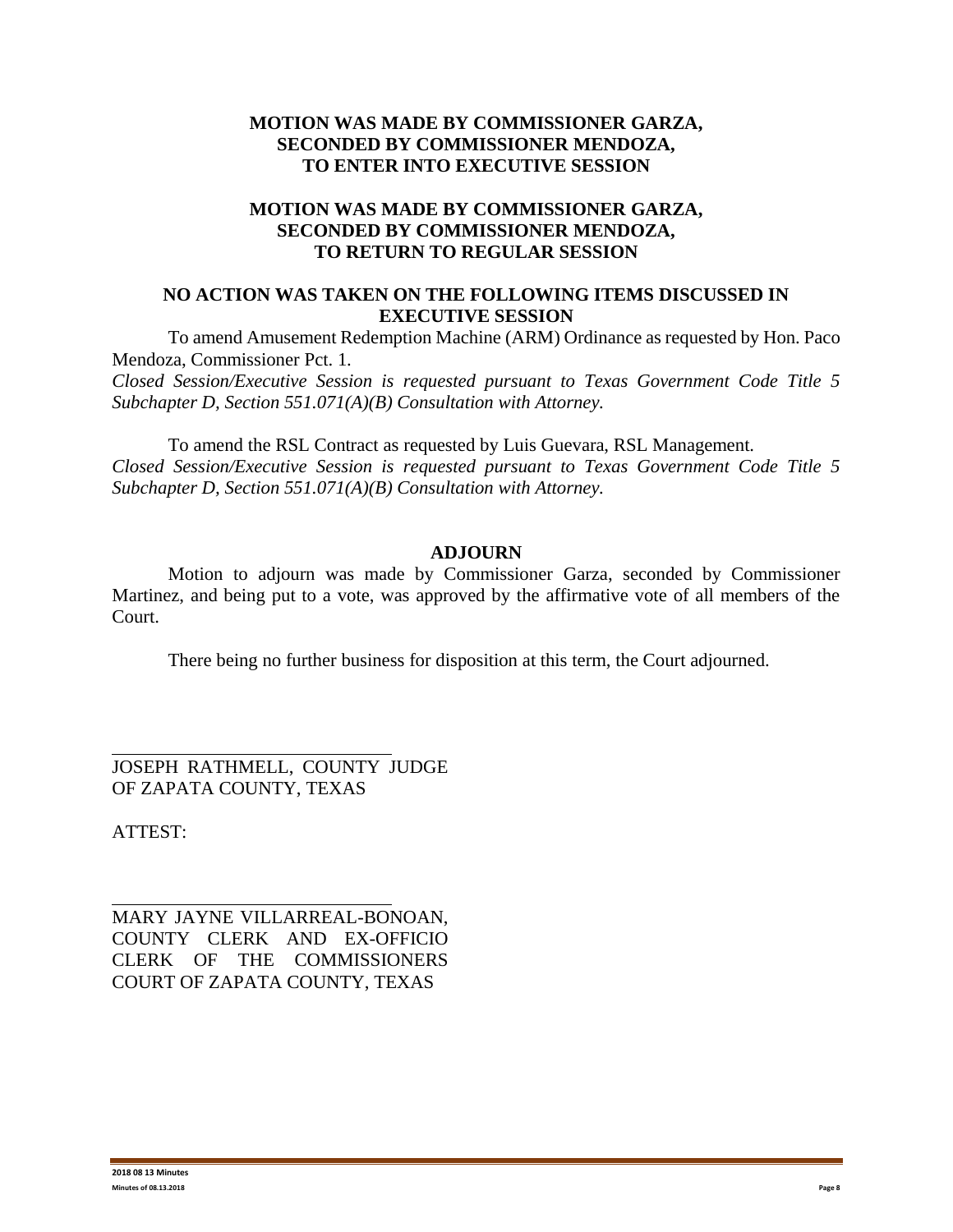**MOTION WAS MADE BY COMMISSIONER GARZA, SECONDED BY COMMISSIONER MENDOZA, TO ENTER INTO EXECUTIVE SESSION**

**MOTION WAS MADE BY COMMISSIONER GARZA, SECONDED BY COMMISSIONER MENDOZA, TO RETURN TO REGULAR SESSION**

**NO ACTION WAS TAKEN ON THE FOLLOWING ITEMS DISCUSSED IN EXECUTIVE SESSION**

To amend Amusement Redemption Machine (ARM) Ordinance as requested by Hon. Paco Mendoza, Commissioner Pct. 1.
*Closed Session/Executive Session is requested pursuant to Texas Government Code Title 5 Subchapter D, Section 551.071(A)(B) Consultation with Attorney.*

To amend the RSL Contract as requested by Luis Guevara, RSL Management.
*Closed Session/Executive Session is requested pursuant to Texas Government Code Title 5 Subchapter D, Section 551.071(A)(B) Consultation with Attorney.*

**ADJOURN**

Motion to adjourn was made by Commissioner Garza, seconded by Commissioner Martinez, and being put to a vote, was approved by the affirmative vote of all members of the Court.

There being no further business for disposition at this term, the Court adjourned.

\_\_\_\_\_\_\_\_\_\_\_\_\_\_\_\_\_\_\_\_\_\_\_\_\_\_\_\_\_\_\_\_
JOSEPH RATHMELL, COUNTY JUDGE
OF ZAPATA COUNTY, TEXAS

ATTEST:

\_\_\_\_\_\_\_\_\_\_\_\_\_\_\_\_\_\_\_\_\_\_\_\_\_\_\_\_\_\_\_\_
MARY JAYNE VILLARREAL-BONOAN,
COUNTY CLERK AND EX-OFFICIO
CLERK OF THE COMMISSIONERS
COURT OF ZAPATA COUNTY, TEXAS